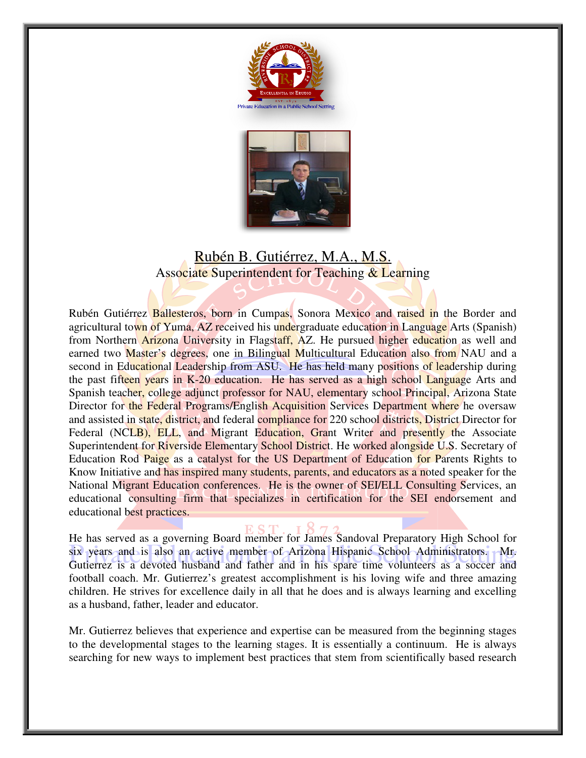# Rubén B. Gutiérrez, M.A., M.S.

Associate Superintendent for Teaching & Learning

Rubén Gutiérrez Ballesteros, born in Cumpas, Sonora Mexico and raised in the Border and agricultural town of Yuma, AZ received his undergraduate education in Language Arts (Spanish) from Northern Arizona University in Flagstaff, AZ. He pursued higher education as well and earned two Master's degrees, one in Bilingual Multicultural Education also from NAU and a second in Educational Leadership from ASU. He has held many positions of leadership during the past fifteen years in K-20 education. He has served as a high school Language Arts and Spanish teacher, college adjunct professor for NAU, elementary school Principal, Arizona State Director for the Federal Programs/English Acquisition Services Department where he oversaw and assisted in state, district, and federal compliance for 220 school districts, District Director for Federal (NCLB), ELL, and Migrant Education, Grant Writer and presently the Associate Superintendent for Riverside Elementary School District. He worked alongside U.S. Secretary of Education Rod Paige as a catalyst for the US Department of Education for Parents Rights to Know Initiative and has inspired many students, parents, and educators as a noted speaker for the National Migrant Education conferences. He is the owner of SEI/ELL Consulting Services, an educational consulting firm that specializes in certification for the SEI endorsement and educational best practices.

He has served as a governing Board member for James Sandoval Preparatory High School for six years and is also an active member of Arizona Hispanic School Administrators. Mr. Gutierrez is a devoted husband and father and in his spare time volunteers as a soccer and football coach. Mr. Gutierrez's greatest accomplishment is his loving wife and three amazing children. He strives for excellence daily in all that he does and is always learning and excelling as a husband, father, leader and educator.

Mr. Gutierrez believes that experience and expertise can be measured from the beginning stages to the developmental stages to the learning stages. It is essentially a continuum. He is always searching for new ways to implement best practices that stem from scientifically based research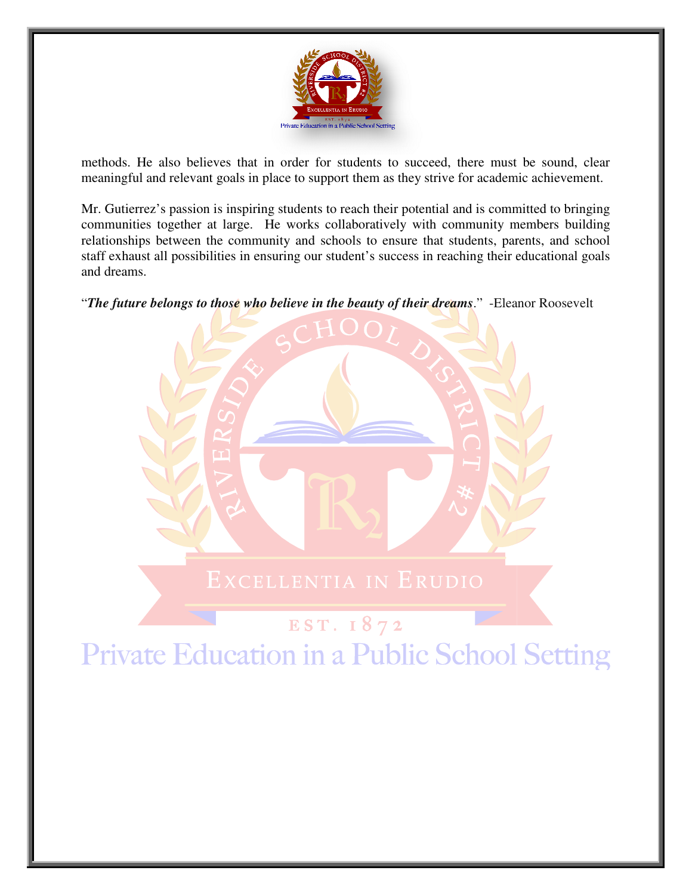methods. He also believes that in order for students to succeed, there must be sound, clear meaningful and relevant goals in place to support them as they strive for academic achievement.

Mr. Gutierrez's passion is inspiring students to reach their potential and is committed to bringing communities together at large. He works collaboratively with community members building relationships between the community and schools to ensure that students, parents, and school staff exhaust all possibilities in ensuring our student's success in reaching their educational goals and dreams.

"***The future belongs to those who believe in the beauty of their dreams***." -Eleanor Roosevelt